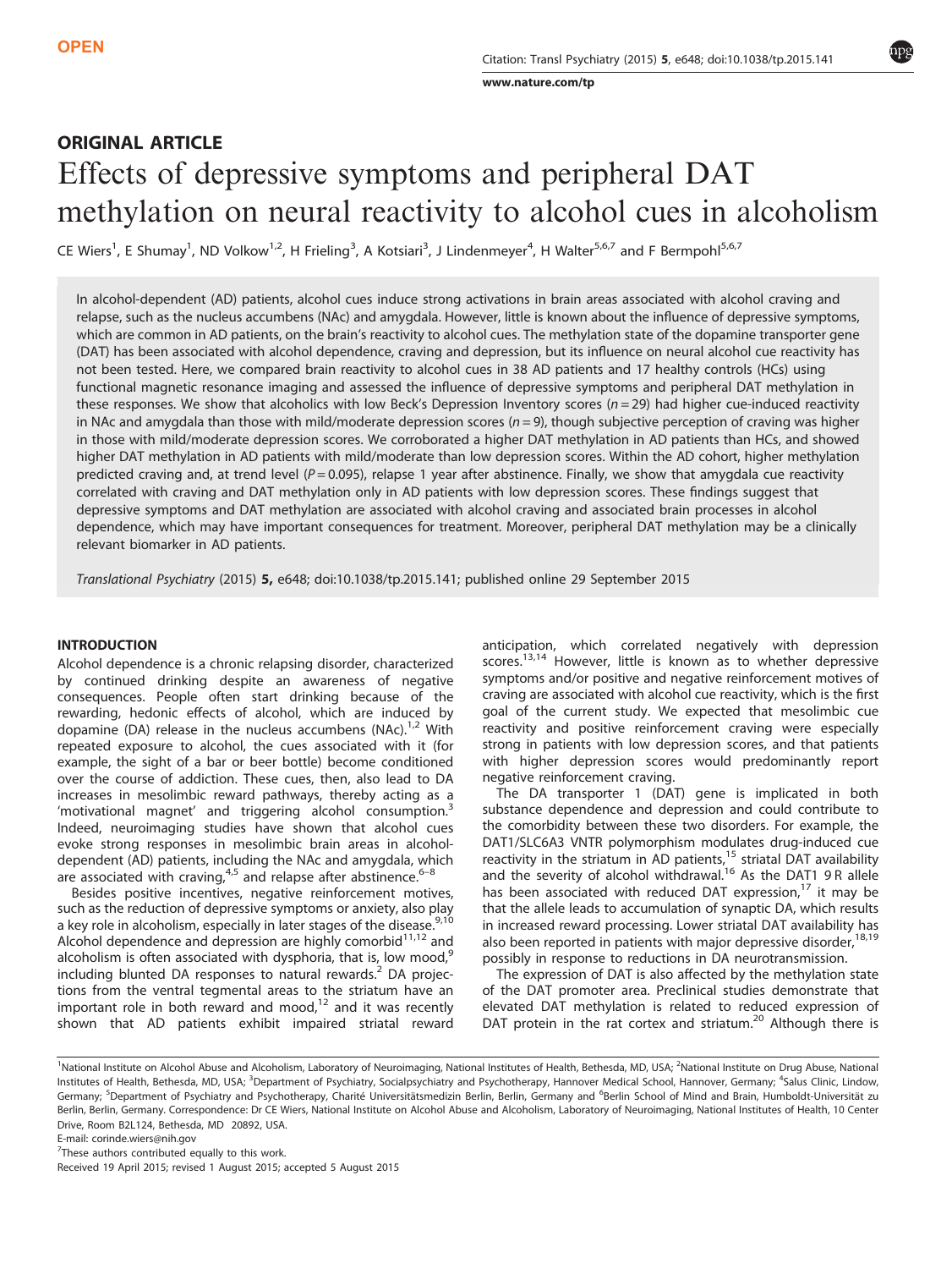OPEN

## ORIGINAL ARTICLE

# Effects of depressive symptoms and peripheral DAT methylation on neural reactivity to alcohol cues in alcoholism

CE Wiers[1], E Shumay[1], ND Volkow[1,2], H Frieling[3], A Kotsiari[3], J Lindenmeyer[4], H Walter[5,6,7] and F Bermpohl[5,6,7]

In alcohol-dependent (AD) patients, alcohol cues induce strong activations in brain areas associated with alcohol craving and relapse, such as the nucleus accumbens (NAc) and amygdala. However, little is known about the influence of depressive symptoms, which are common in AD patients, on the brain's reactivity to alcohol cues. The methylation state of the dopamine transporter gene (DAT) has been associated with alcohol dependence, craving and depression, but its influence on neural alcohol cue reactivity has not been tested. Here, we compared brain reactivity to alcohol cues in 38 AD patients and 17 healthy controls (HCs) using functional magnetic resonance imaging and assessed the influence of depressive symptoms and peripheral DAT methylation in these responses. We show that alcoholics with low Beck's Depression Inventory scores ($n = 29$) had higher cue-induced reactivity in NAc and amygdala than those with mild/moderate depression scores ($n = 9$), though subjective perception of craving was higher in those with mild/moderate depression scores. We corroborated a higher DAT methylation in AD patients than HCs, and showed higher DAT methylation in AD patients with mild/moderate than low depression scores. Within the AD cohort, higher methylation predicted craving and, at trend level ($P = 0.095$), relapse 1 year after abstinence. Finally, we show that amygdala cue reactivity correlated with craving and DAT methylation only in AD patients with low depression scores. These findings suggest that depressive symptoms and DAT methylation are associated with alcohol craving and associated brain processes in alcohol dependence, which may have important consequences for treatment. Moreover, peripheral DAT methylation may be a clinically relevant biomarker in AD patients.

*Translational Psychiatry* (2015) **5,** e648; doi:10.1038/tp.2015.141; published online 29 September 2015

## INTRODUCTION

Alcohol dependence is a chronic relapsing disorder, characterized by continued drinking despite an awareness of negative consequences. People often start drinking because of the rewarding, hedonic effects of alcohol, which are induced by dopamine (DA) release in the nucleus accumbens (NAc).[1,2] With repeated exposure to alcohol, the cues associated with it (for example, the sight of a bar or beer bottle) become conditioned over the course of addiction. These cues, then, also lead to DA increases in mesolimbic reward pathways, thereby acting as a 'motivational magnet' and triggering alcohol consumption.[3] Indeed, neuroimaging studies have shown that alcohol cues evoke strong responses in mesolimbic brain areas in alcohol-dependent (AD) patients, including the NAc and amygdala, which are associated with craving,[4,5] and relapse after abstinence.[6–8]

Besides positive incentives, negative reinforcement motives, such as the reduction of depressive symptoms or anxiety, also play a key role in alcoholism, especially in later stages of the disease.[9,10] Alcohol dependence and depression are highly comorbid[11,12] and alcoholism is often associated with dysphoria, that is, low mood,[9] including blunted DA responses to natural rewards.[2] DA projections from the ventral tegmental areas to the striatum have an important role in both reward and mood,[12] and it was recently shown that AD patients exhibit impaired striatal reward anticipation, which correlated negatively with depression scores.[13,14] However, little is known as to whether depressive symptoms and/or positive and negative reinforcement motives of craving are associated with alcohol cue reactivity, which is the first goal of the current study. We expected that mesolimbic cue reactivity and positive reinforcement craving were especially strong in patients with low depression scores, and that patients with higher depression scores would predominantly report negative reinforcement craving.

The DA transporter 1 (DAT) gene is implicated in both substance dependence and depression and could contribute to the comorbidity between these two disorders. For example, the DAT1/SLC6A3 VNTR polymorphism modulates drug-induced cue reactivity in the striatum in AD patients,[15] striatal DAT availability and the severity of alcohol withdrawal.[16] As the DAT1 9 R allele has been associated with reduced DAT expression,[17] it may be that the allele leads to accumulation of synaptic DA, which results in increased reward processing. Lower striatal DAT availability has also been reported in patients with major depressive disorder,[18,19] possibly in response to reductions in DA neurotransmission.

The expression of DAT is also affected by the methylation state of the DAT promoter area. Preclinical studies demonstrate that elevated DAT methylation is related to reduced expression of DAT protein in the rat cortex and striatum.[20] Although there is

[1]National Institute on Alcohol Abuse and Alcoholism, Laboratory of Neuroimaging, National Institutes of Health, Bethesda, MD, USA; [2]National Institute on Drug Abuse, National Institutes of Health, Bethesda, MD, USA; [3]Department of Psychiatry, Socialpsychiatry and Psychotherapy, Hannover Medical School, Hannover, Germany; [4]Salus Clinic, Lindow, Germany; [5]Department of Psychiatry and Psychotherapy, Charité Universitätsmedizin Berlin, Berlin, Germany and [6]Berlin School of Mind and Brain, Humboldt-Universität zu Berlin, Berlin, Germany. Correspondence: Dr CE Wiers, National Institute on Alcohol Abuse and Alcoholism, Laboratory of Neuroimaging, National Institutes of Health, 10 Center Drive, Room B2L124, Bethesda, MD 20892, USA.
E-mail: corinde.wiers@nih.gov
[7]These authors contributed equally to this work.
Received 19 April 2015; revised 1 August 2015; accepted 5 August 2015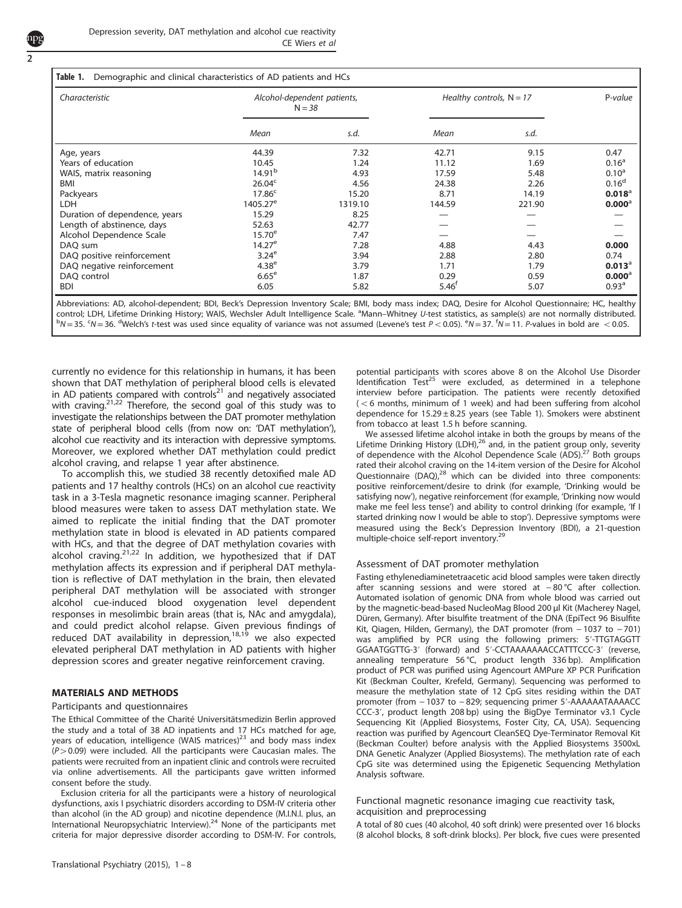**Table 1.** Demographic and clinical characteristics of AD patients and HCs

| Characteristic | Alcohol-dependent patients, N = 38 | | Healthy controls, N = 17 | | P-value |
|---|---|---|---|---|---|
| | Mean | s.d. | Mean | s.d. | |
| Age, years | 44.39 | 7.32 | 42.71 | 9.15 | 0.47 |
| Years of education | 10.45 | 1.24 | 11.12 | 1.69 | 0.16[a] |
| WAIS, matrix reasoning | 14.91[b] | 4.93 | 17.59 | 5.48 | 0.10[a] |
| BMI | 26.04[c] | 4.56 | 24.38 | 2.26 | 0.16[d] |
| Packyears | 17.86[c] | 15.20 | 8.71 | 14.19 | **0.018**[a] |
| LDH | 1405.27[e] | 1319.10 | 144.59 | 221.90 | **0.000**[a] |
| Duration of dependence, years | 15.29 | 8.25 | — | — | — |
| Length of abstinence, days | 52.63 | 42.77 | — | — | — |
| Alcohol Dependence Scale | 15.70[e] | 7.47 | — | — | — |
| DAQ sum | 14.27[e] | 7.28 | 4.88 | 4.43 | **0.000** |
| DAQ positive reinforcement | 3.24[e] | 3.94 | 2.88 | 2.80 | 0.74 |
| DAQ negative reinforcement | 4.38[e] | 3.79 | 1.71 | 1.79 | **0.013**[a] |
| DAQ control | 6.65[e] | 1.87 | 0.29 | 0.59 | **0.000**[a] |
| BDI | 6.05 | 5.82 | 5.46[f] | 5.07 | 0.93[a] |

Abbreviations: AD, alcohol-dependent; BDI, Beck's Depression Inventory Scale; BMI, body mass index; DAQ, Desire for Alcohol Questionnaire; HC, healthy control; LDH, Lifetime Drinking History; WAIS, Wechsler Adult Intelligence Scale. [a]Mann–Whitney U-test statistics, as sample(s) are not normally distributed. [b]N = 35. [c]N = 36. [d]Welch's t-test was used since equality of variance was not assumed (Levene's test P < 0.05). [e]N = 37. [f]N = 11. P-values in bold are < 0.05.

currently no evidence for this relationship in humans, it has been shown that DAT methylation of peripheral blood cells is elevated in AD patients compared with controls[21] and negatively associated with craving.[21,22] Therefore, the second goal of this study was to investigate the relationships between the DAT promoter methylation state of peripheral blood cells (from now on: 'DAT methylation'), alcohol cue reactivity and its interaction with depressive symptoms. Moreover, we explored whether DAT methylation could predict alcohol craving, and relapse 1 year after abstinence.

To accomplish this, we studied 38 recently detoxified male AD patients and 17 healthy controls (HCs) on an alcohol cue reactivity task in a 3-Tesla magnetic resonance imaging scanner. Peripheral blood measures were taken to assess DAT methylation state. We aimed to replicate the initial finding that the DAT promoter methylation state in blood is elevated in AD patients compared with HCs, and that the degree of DAT methylation covaries with alcohol craving.[21,22] In addition, we hypothesized that if DAT methylation affects its expression and if peripheral DAT methylation is reflective of DAT methylation in the brain, then elevated peripheral DAT methylation will be associated with stronger alcohol cue-induced blood oxygenation level dependent responses in mesolimbic brain areas (that is, NAc and amygdala), and could predict alcohol relapse. Given previous findings of reduced DAT availability in depression,[18,19] we also expected elevated peripheral DAT methylation in AD patients with higher depression scores and greater negative reinforcement craving.

## MATERIALS AND METHODS

### Participants and questionnaires

The Ethical Committee of the Charité Universitätsmedizin Berlin approved the study and a total of 38 AD inpatients and 17 HCs matched for age, years of education, intelligence (WAIS matrices)[23] and body mass index ($P > 0.09$) were included. All the participants were Caucasian males. The patients were recruited from an inpatient clinic and controls were recruited via online advertisements. All the participants gave written informed consent before the study.

Exclusion criteria for all the participants were a history of neurological dysfunctions, axis I psychiatric disorders according to DSM-IV criteria other than alcohol (in the AD group) and nicotine dependence (M.I.N.I. plus, an International Neuropsychiatric Interview).[24] None of the participants met criteria for major depressive disorder according to DSM-IV. For controls, potential participants with scores above 8 on the Alcohol Use Disorder Identification Test[25] were excluded, as determined in a telephone interview before participation. The patients were recently detoxified (< 6 months, minimum of 1 week) and had been suffering from alcohol dependence for 15.29 ± 8.25 years (see Table 1). Smokers were abstinent from tobacco at least 1.5 h before scanning.

We assessed lifetime alcohol intake in both the groups by means of the Lifetime Drinking History (LDH),[26] and, in the patient group only, severity of dependence with the Alcohol Dependence Scale (ADS).[27] Both groups rated their alcohol craving on the 14-item version of the Desire for Alcohol Questionnaire (DAQ),[28] which can be divided into three components: positive reinforcement/desire to drink (for example, 'Drinking would be satisfying now'), negative reinforcement (for example, 'Drinking now would make me feel less tense') and ability to control drinking (for example, 'If I started drinking now I would be able to stop'). Depressive symptoms were measured using the Beck's Depression Inventory (BDI), a 21-question multiple-choice self-report inventory.[29]

### Assessment of DAT promoter methylation

Fasting ethylenediaminetetraacetic acid blood samples were taken directly after scanning sessions and were stored at − 80 °C after collection. Automated isolation of genomic DNA from whole blood was carried out by the magnetic-bead-based NucleoMag Blood 200 µl Kit (Macherey Nagel, Düren, Germany). After bisulfite treatment of the DNA (EpiTect 96 Bisulfite Kit, Qiagen, Hilden, Germany), the DAT promoter (from − 1037 to − 701) was amplified by PCR using the following primers: 5′-TTGTAGGTT GGAATGGTTG-3′ (forward) and 5′-CCTAAAAAAACCATTTCCC-3′ (reverse, annealing temperature 56 °C, product length 336 bp). Amplification product of PCR was purified using Agencourt AMPure XP PCR Purification Kit (Beckman Coulter, Krefeld, Germany). Sequencing was performed to measure the methylation state of 12 CpG sites residing within the DAT promoter (from − 1037 to − 829; sequencing primer 5′-AAAAAATAAAACC CCC-3′, product length 208 bp) using the BigDye Terminator v3.1 Cycle Sequencing Kit (Applied Biosystems, Foster City, CA, USA). Sequencing reaction was purified by Agencourt CleanSEQ Dye-Terminator Removal Kit (Beckman Coulter) before analysis with the Applied Biosystems 3500xL DNA Genetic Analyzer (Applied Biosystems). The methylation rate of each CpG site was determined using the Epigenetic Sequencing Methylation Analysis software.

### Functional magnetic resonance imaging cue reactivity task, acquisition and preprocessing

A total of 80 cues (40 alcohol, 40 soft drink) were presented over 16 blocks (8 alcohol blocks, 8 soft-drink blocks). Per block, five cues were presented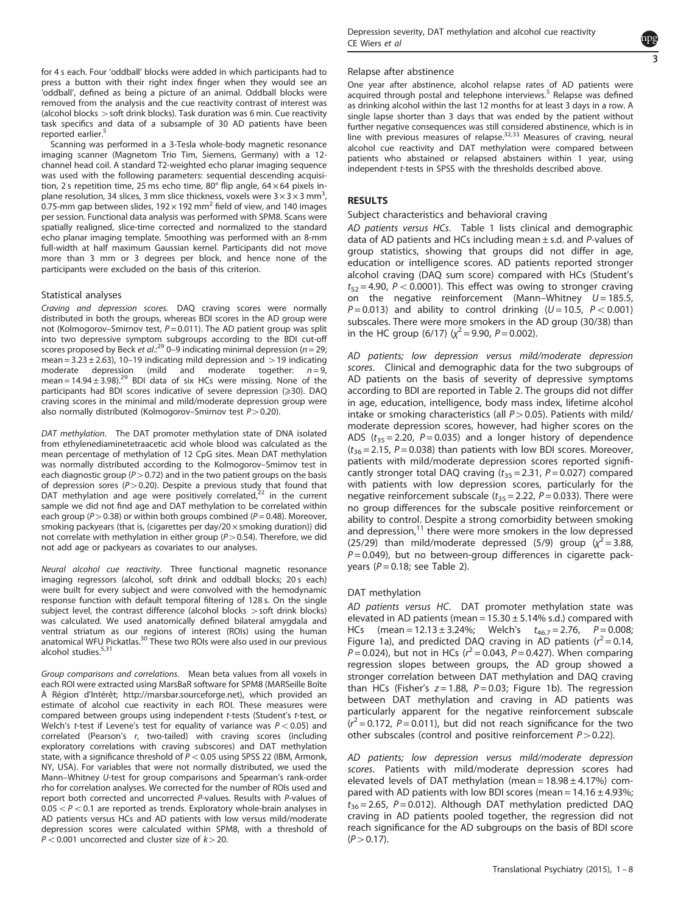for 4 s each. Four 'oddball' blocks were added in which participants had to press a button with their right index finger when they would see an 'oddball', defined as being a picture of an animal. Oddball blocks were removed from the analysis and the cue reactivity contrast of interest was (alcohol blocks > soft drink blocks). Task duration was 6 min. Cue reactivity task specifics and data of a subsample of 30 AD patients have been reported earlier.[5]

Scanning was performed in a 3-Tesla whole-body magnetic resonance imaging scanner (Magnetom Trio Tim, Siemens, Germany) with a 12-channel head coil. A standard T2-weighted echo planar imaging sequence was used with the following parameters: sequential descending acquisition, 2 s repetition time, 25 ms echo time, 80° flip angle, $64 \times 64$ pixels in-plane resolution, 34 slices, 3 mm slice thickness, voxels were $3 \times 3 \times 3$ mm$^3$, 0.75-mm gap between slides, $192 \times 192$ mm$^2$ field of view, and 140 images per session. Functional data analysis was performed with SPM8. Scans were spatially realigned, slice-time corrected and normalized to the standard echo planar imaging template. Smoothing was performed with an 8-mm full-width at half maximum Gaussian kernel. Participants did not move more than 3 mm or 3 degrees per block, and hence none of the participants were excluded on the basis of this criterion.

### Statistical analyses

*Craving and depression scores.* DAQ craving scores were normally distributed in both the groups, whereas BDI scores in the AD group were not (Kolmogorov–Smirnov test, $P = 0.011$). The AD patient group was split into two depressive symptom subgroups according to the BDI cut-off scores proposed by Beck *et al.*:[29] 0–9 indicating minimal depression ($n = 29$; mean = 3.23 ± 2.63), 10–19 indicating mild depression and > 19 indicating moderate depression (mild and moderate together: $n = 9$, mean = 14.94 ± 3.98).[29] BDI data of six HCs were missing. None of the participants had BDI scores indicative of severe depression (⩾30). DAQ craving scores in the minimal and mild/moderate depression group were also normally distributed (Kolmogorov–Smirnov test $P > 0.20$).

*DAT methylation.* The DAT promoter methylation state of DNA isolated from ethylenediaminetetraacetic acid whole blood was calculated as the mean percentage of methylation of 12 CpG sites. Mean DAT methylation was normally distributed according to the Kolmogorov–Smirnov test in each diagnostic group ($P > 0.72$) and in the two patient groups on the basis of depression sores ($P > 0.20$). Despite a previous study that found that DAT methylation and age were positively correlated,[22] in the current sample we did not find age and DAT methylation to be correlated within each group ($P > 0.38$) or within both groups combined ($P = 0.48$). Moreover, smoking packyears (that is, (cigarettes per day/20 × smoking duration)) did not correlate with methylation in either group ($P > 0.54$). Therefore, we did not add age or packyears as covariates to our analyses.

*Neural alcohol cue reactivity.* Three functional magnetic resonance imaging regressors (alcohol, soft drink and oddball blocks; 20 s each) were built for every subject and were convolved with the hemodynamic response function with default temporal filtering of 128 s. On the single subject level, the contrast difference (alcohol blocks > soft drink blocks) was calculated. We used anatomically defined bilateral amygdala and ventral striatum as our regions of interest (ROIs) using the human anatomical WFU Pickatlas.[30] These two ROIs were also used in our previous alcohol studies.[5,31]

*Group comparisons and correlations.* Mean beta values from all voxels in each ROI were extracted using MarsBaR software for SPM8 (MARSeille Boîte À Région d'Intérêt; http://marsbar.sourceforge.net), which provided an estimate of alcohol cue reactivity in each ROI. These measures were compared between groups using independent *t*-tests (Student's *t*-test, or Welch's *t*-test if Levene's test for equality of variance was $P < 0.05$) and correlated (Pearson's *r*, two-tailed) with craving scores (including exploratory correlations with craving subscores) and DAT methylation state, with a significance threshold of $P < 0.05$ using SPSS 22 (IBM, Armonk, NY, USA). For variables that were not normally distributed, we used the Mann–Whitney *U*-test for group comparisons and Spearman's rank-order rho for correlation analyses. We corrected for the number of ROIs used and report both corrected and uncorrected *P*-values. Results with *P*-values of $0.05 < P < 0.1$ are reported as trends. Exploratory whole-brain analyses in AD patients versus HCs and AD patients with low versus mild/moderate depression scores were calculated within SPM8, with a threshold of $P < 0.001$ uncorrected and cluster size of $k > 20$.

### Relapse after abstinence

One year after abstinence, alcohol relapse rates of AD patients were acquired through postal and telephone interviews.[5] Relapse was defined as drinking alcohol within the last 12 months for at least 3 days in a row. A single lapse shorter than 3 days that was ended by the patient without further negative consequences was still considered abstinence, which is in line with previous measures of relapse.[32,33] Measures of craving, neural alcohol cue reactivity and DAT methylation were compared between patients who abstained or relapsed abstainers within 1 year, using independent *t*-tests in SPSS with the thresholds described above.

## RESULTS

### Subject characteristics and behavioral craving

*AD patients versus HCs.* Table 1 lists clinical and demographic data of AD patients and HCs including mean ± s.d. and *P*-values of group statistics, showing that groups did not differ in age, education or intelligence scores. AD patients reported stronger alcohol craving (DAQ sum score) compared with HCs (Student's $t_{52} = 4.90$, $P < 0.0001$). This effect was owing to stronger craving on the negative reinforcement (Mann–Whitney $U = 185.5$, $P = 0.013$) and ability to control drinking ($U = 10.5$, $P < 0.001$) subscales. There were more smokers in the AD group (30/38) than in the HC group (6/17) ($\chi^2 = 9.90$, $P = 0.002$).

*AD patients; low depression versus mild/moderate depression scores.* Clinical and demographic data for the two subgroups of AD patients on the basis of severity of depressive symptoms according to BDI are reported in Table 2. The groups did not differ in age, education, intelligence, body mass index, lifetime alcohol intake or smoking characteristics (all $P > 0.05$). Patients with mild/moderate depression scores, however, had higher scores on the ADS ($t_{35} = 2.20$, $P = 0.035$) and a longer history of dependence ($t_{36} = 2.15$, $P = 0.038$) than patients with low BDI scores. Moreover, patients with mild/moderate depression scores reported significantly stronger total DAQ craving ($t_{35} = 2.31$, $P = 0.027$) compared with patients with low depression scores, particularly for the negative reinforcement subscale ($t_{35} = 2.22$, $P = 0.033$). There were no group differences for the subscale positive reinforcement or ability to control. Despite a strong comorbidity between smoking and depression,[11] there were more smokers in the low depressed (25/29) than mild/moderate depressed (5/9) group ($\chi^2 = 3.88$, $P = 0.049$), but no between-group differences in cigarette pack-years ($P = 0.18$; see Table 2).

### DAT methylation

*AD patients versus HC.* DAT promoter methylation state was elevated in AD patients (mean = 15.30 ± 5.14% s.d.) compared with HCs (mean = 12.13 ± 3.24%; Welch's $t_{46.7} = 2.76$, $P = 0.008$; Figure 1a), and predicted DAQ craving in AD patients ($r^2 = 0.14$, $P = 0.024$), but not in HCs ($r^2 = 0.043$, $P = 0.427$). When comparing regression slopes between groups, the AD group showed a stronger correlation between DAT methylation and DAQ craving than HCs (Fisher's $z = 1.88$, $P = 0.03$; Figure 1b). The regression between DAT methylation and craving in AD patients was particularly apparent for the negative reinforcement subscale ($r^2 = 0.172$, $P = 0.011$), but did not reach significance for the two other subscales (control and positive reinforcement $P > 0.22$).

*AD patients; low depression versus mild/moderate depression scores.* Patients with mild/moderate depression scores had elevated levels of DAT methylation (mean = 18.98 ± 4.17%) compared with AD patients with low BDI scores (mean = 14.16 ± 4.93%; $t_{36} = 2.65$, $P = 0.012$). Although DAT methylation predicted DAQ craving in AD patients pooled together, the regression did not reach significance for the AD subgroups on the basis of BDI score ($P > 0.17$).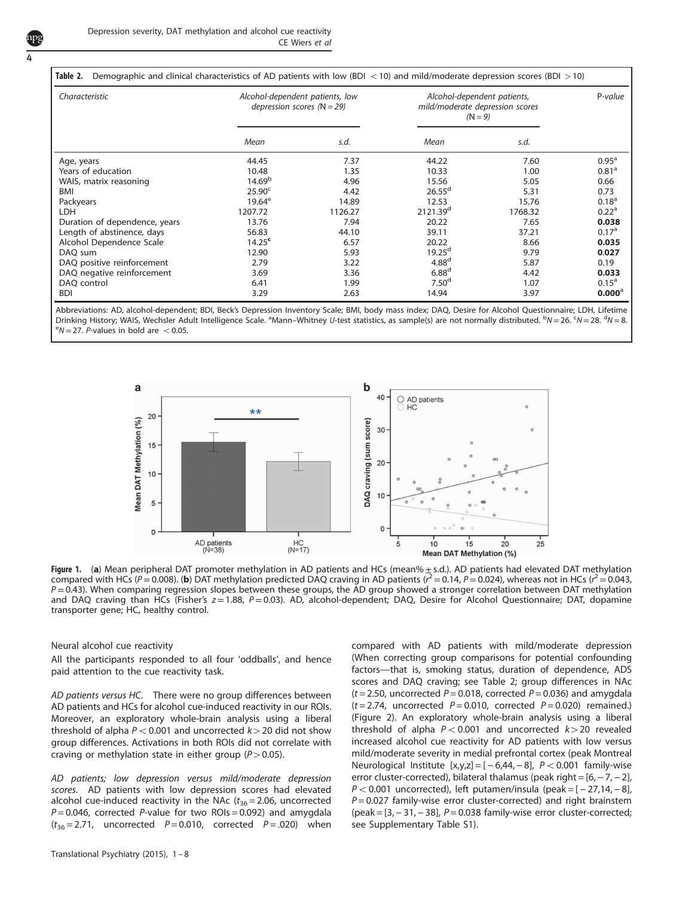**Table 2.** Demographic and clinical characteristics of AD patients with low (BDI < 10) and mild/moderate depression scores (BDI > 10)

| *Characteristic* | *Alcohol-dependent patients, low depression scores (N = 29)* | | *Alcohol-dependent patients, mild/moderate depression scores (N = 9)* | | *P-value* |
|---|---|---|---|---|---|
| | *Mean* | *s.d.* | *Mean* | *s.d.* | |
| Age, years | 44.45 | 7.37 | 44.22 | 7.60 | 0.95[a] |
| Years of education | 10.48 | 1.35 | 10.33 | 1.00 | 0.81[a] |
| WAIS, matrix reasoning | 14.69[b] | 4.96 | 15.56 | 5.05 | 0.66 |
| BMI | 25.90[c] | 4.42 | 26.55[d] | 5.31 | 0.73 |
| Packyears | 19.64[e] | 14.89 | 12.53 | 15.76 | 0.18[a] |
| LDH | 1207.72 | 1126.27 | 2121.39[d] | 1768.32 | 0.22[a] |
| Duration of dependence, years | 13.76 | 7.94 | 20.22 | 7.65 | **0.038** |
| Length of abstinence, days | 56.83 | 44.10 | 39.11 | 37.21 | 0.17[a] |
| Alcohol Dependence Scale | 14.25[c] | 6.57 | 20.22 | 8.66 | **0.035** |
| DAQ sum | 12.90 | 5.93 | 19.25[d] | 9.79 | **0.027** |
| DAQ positive reinforcement | 2.79 | 3.22 | 4.88[d] | 5.87 | 0.19 |
| DAQ negative reinforcement | 3.69 | 3.36 | 6.88[d] | 4.42 | **0.033** |
| DAQ control | 6.41 | 1.99 | 7.50[d] | 1.07 | 0.15[a] |
| BDI | 3.29 | 2.63 | 14.94 | 3.97 | **0.000**[a] |

Abbreviations: AD, alcohol-dependent; BDI, Beck's Depression Inventory Scale; BMI, body mass index; DAQ, Desire for Alcohol Questionnaire; LDH, Lifetime Drinking History; WAIS, Wechsler Adult Intelligence Scale. [a]Mann–Whitney *U*-test statistics, as sample(s) are not normally distributed. [b]*N* = 26. [c]*N* = 28. [d]*N* = 8. [e]*N* = 27. *P*-values in bold are < 0.05.

**Figure 1.** (**a**) Mean peripheral DAT promoter methylation in AD patients and HCs (mean% ± s.d.). AD patients had elevated DAT methylation compared with HCs ($P = 0.008$). (**b**) DAT methylation predicted DAQ craving in AD patients ($r^2 = 0.14$, $P = 0.024$), whereas not in HCs ($r^2 = 0.043$, $P = 0.43$). When comparing regression slopes between these groups, the AD group showed a stronger correlation between DAT methylation and DAQ craving than HCs (Fisher's $z = 1.88$, $P = 0.03$). AD, alcohol-dependent; DAQ, Desire for Alcohol Questionnaire; DAT, dopamine transporter gene; HC, healthy control.

Neural alcohol cue reactivity

All the participants responded to all four 'oddballs', and hence paid attention to the cue reactivity task.

*AD patients versus HC*. There were no group differences between AD patients and HCs for alcohol cue-induced reactivity in our ROIs. Moreover, an exploratory whole-brain analysis using a liberal threshold of alpha $P < 0.001$ and uncorrected $k > 20$ did not show group differences. Activations in both ROIs did not correlate with craving or methylation state in either group ($P > 0.05$).

*AD patients; low depression versus mild/moderate depression scores*. AD patients with low depression scores had elevated alcohol cue-induced reactivity in the NAc ($t_{36} = 2.06$, uncorrected $P = 0.046$, corrected *P*-value for two ROIs = 0.092) and amygdala ($t_{36} = 2.71$, uncorrected $P = 0.010$, corrected $P = .020$) when compared with AD patients with mild/moderate depression (When correcting group comparisons for potential confounding factors—that is, smoking status, duration of dependence, ADS scores and DAQ craving; see Table 2; group differences in NAc ($t = 2.50$, uncorrected $P = 0.018$, corrected $P = 0.036$) and amygdala ($t = 2.74$, uncorrected $P = 0.010$, corrected $P = 0.020$) remained.) (Figure 2). An exploratory whole-brain analysis using a liberal threshold of alpha $P < 0.001$ and uncorrected $k > 20$ revealed increased alcohol cue reactivity for AD patients with low versus mild/moderate severity in medial prefrontal cortex (peak Montreal Neurological Institute [x,y,z] = [−6,44, −8], $P < 0.001$ family-wise error cluster-corrected), bilateral thalamus (peak right = [6, −7, −2], $P < 0.001$ uncorrected), left putamen/insula (peak = [−27,14, −8], $P = 0.027$ family-wise error cluster-corrected) and right brainstem (peak = [3, −31, −38], $P = 0.038$ family-wise error cluster-corrected; see Supplementary Table S1).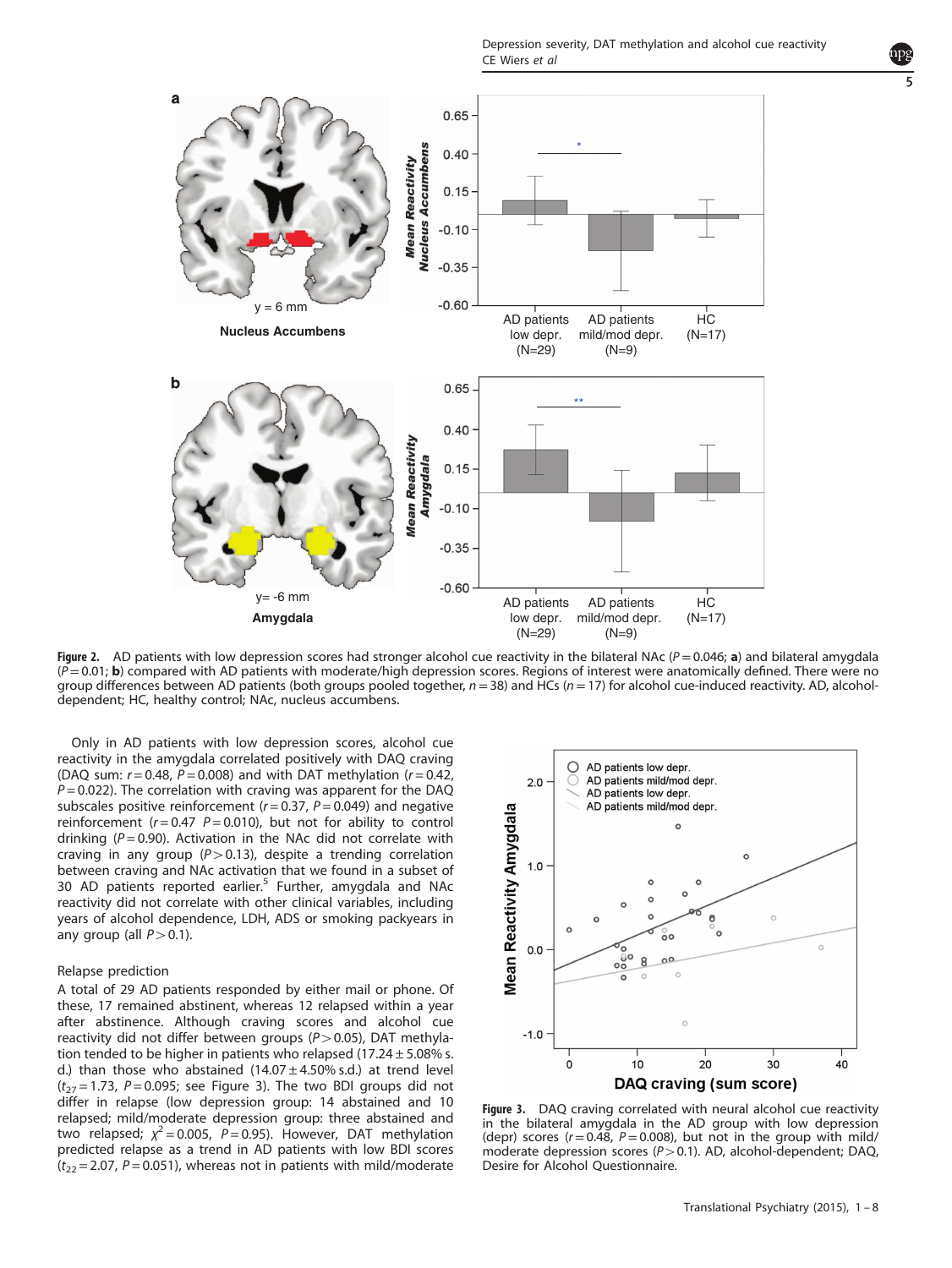**Figure 2.** AD patients with low depression scores had stronger alcohol cue reactivity in the bilateral NAc ($P = 0.046$; **a**) and bilateral amygdala ($P = 0.01$; **b**) compared with AD patients with moderate/high depression scores. Regions of interest were anatomically defined. There were no group differences between AD patients (both groups pooled together, $n = 38$) and HCs ($n = 17$) for alcohol cue-induced reactivity. AD, alcohol-dependent; HC, healthy control; NAc, nucleus accumbens.

Only in AD patients with low depression scores, alcohol cue reactivity in the amygdala correlated positively with DAQ craving (DAQ sum: $r = 0.48$, $P = 0.008$) and with DAT methylation ($r = 0.42$, $P = 0.022$). The correlation with craving was apparent for the DAQ subscales positive reinforcement ($r = 0.37$, $P = 0.049$) and negative reinforcement ($r = 0.47$ $P = 0.010$), but not for ability to control drinking ($P = 0.90$). Activation in the NAc did not correlate with craving in any group ($P > 0.13$), despite a trending correlation between craving and NAc activation that we found in a subset of 30 AD patients reported earlier.[5] Further, amygdala and NAc reactivity did not correlate with other clinical variables, including years of alcohol dependence, LDH, ADS or smoking packyears in any group (all $P > 0.1$).

### Relapse prediction

A total of 29 AD patients responded by either mail or phone. Of these, 17 remained abstinent, whereas 12 relapsed within a year after abstinence. Although craving scores and alcohol cue reactivity did not differ between groups ($P > 0.05$), DAT methylation tended to be higher in patients who relapsed (17.24 ± 5.08% s.d.) than those who abstained (14.07 ± 4.50% s.d.) at trend level ($t_{27} = 1.73$, $P = 0.095$; see Figure 3). The two BDI groups did not differ in relapse (low depression group: 14 abstained and 10 relapsed; mild/moderate depression group: three abstained and two relapsed; $\chi^2 = 0.005$, $P = 0.95$). However, DAT methylation predicted relapse as a trend in AD patients with low BDI scores ($t_{22} = 2.07$, $P = 0.051$), whereas not in patients with mild/moderate

**Figure 3.** DAQ craving correlated with neural alcohol cue reactivity in the bilateral amygdala in the AD group with low depression (depr) scores ($r = 0.48$, $P = 0.008$), but not in the group with mild/moderate depression scores ($P > 0.1$). AD, alcohol-dependent; DAQ, Desire for Alcohol Questionnaire.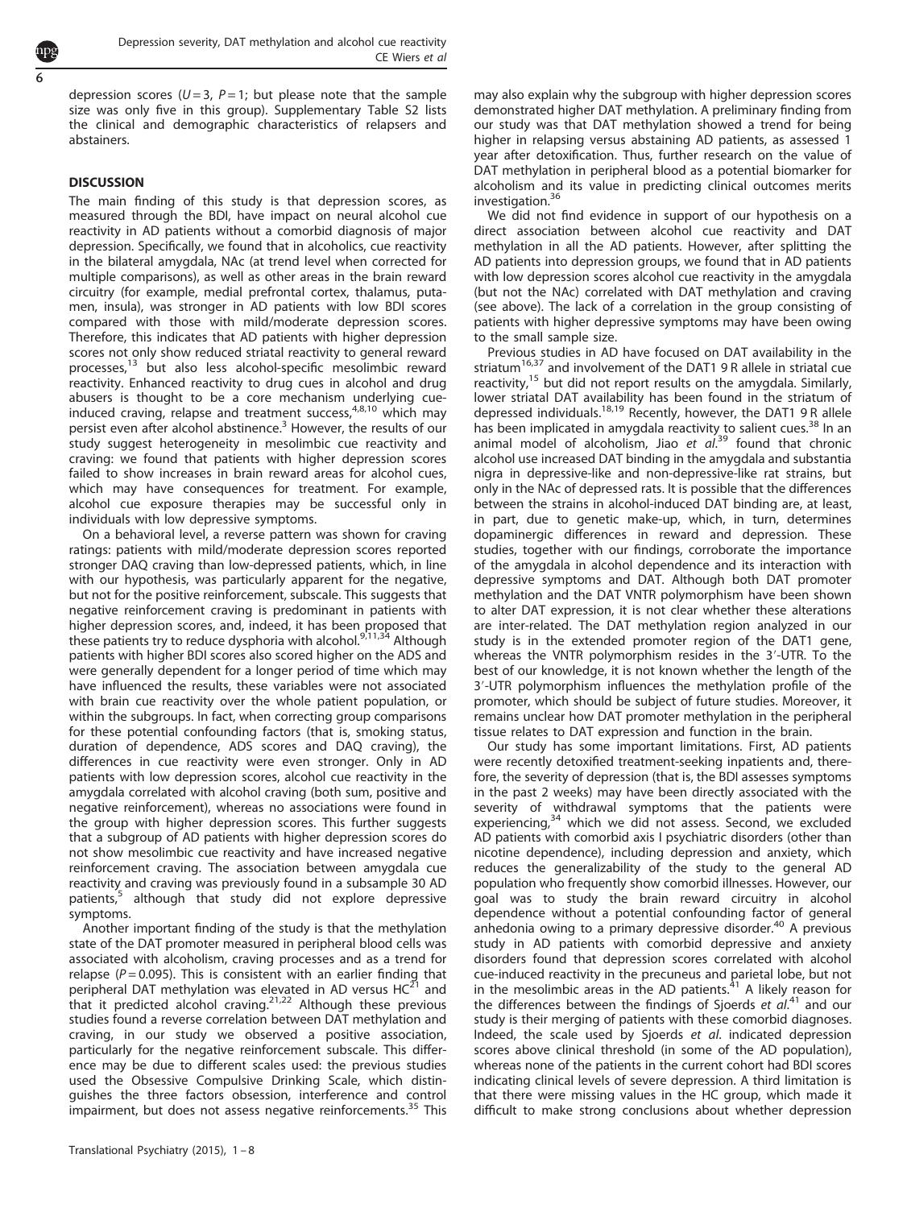depression scores ($U = 3$, $P = 1$; but please note that the sample size was only five in this group). Supplementary Table S2 lists the clinical and demographic characteristics of relapsers and abstainers.

## DISCUSSION

The main finding of this study is that depression scores, as measured through the BDI, have impact on neural alcohol cue reactivity in AD patients without a comorbid diagnosis of major depression. Specifically, we found that in alcoholics, cue reactivity in the bilateral amygdala, NAc (at trend level when corrected for multiple comparisons), as well as other areas in the brain reward circuitry (for example, medial prefrontal cortex, thalamus, putamen, insula), was stronger in AD patients with low BDI scores compared with those with mild/moderate depression scores. Therefore, this indicates that AD patients with higher depression scores not only show reduced striatal reactivity to general reward processes,[13] but also less alcohol-specific mesolimbic reward reactivity. Enhanced reactivity to drug cues in alcohol and drug abusers is thought to be a core mechanism underlying cue-induced craving, relapse and treatment success,[4,8,10] which may persist even after alcohol abstinence.[3] However, the results of our study suggest heterogeneity in mesolimbic cue reactivity and craving: we found that patients with higher depression scores failed to show increases in brain reward areas for alcohol cues, which may have consequences for treatment. For example, alcohol cue exposure therapies may be successful only in individuals with low depressive symptoms.

On a behavioral level, a reverse pattern was shown for craving ratings: patients with mild/moderate depression scores reported stronger DAQ craving than low-depressed patients, which, in line with our hypothesis, was particularly apparent for the negative, but not for the positive reinforcement, subscale. This suggests that negative reinforcement craving is predominant in patients with higher depression scores, and, indeed, it has been proposed that these patients try to reduce dysphoria with alcohol.[9,11,34] Although patients with higher BDI scores also scored higher on the ADS and were generally dependent for a longer period of time which may have influenced the results, these variables were not associated with brain cue reactivity over the whole patient population, or within the subgroups. In fact, when correcting group comparisons for these potential confounding factors (that is, smoking status, duration of dependence, ADS scores and DAQ craving), the differences in cue reactivity were even stronger. Only in AD patients with low depression scores, alcohol cue reactivity in the amygdala correlated with alcohol craving (both sum, positive and negative reinforcement), whereas no associations were found in the group with higher depression scores. This further suggests that a subgroup of AD patients with higher depression scores do not show mesolimbic cue reactivity and have increased negative reinforcement craving. The association between amygdala cue reactivity and craving was previously found in a subsample 30 AD patients,[5] although that study did not explore depressive symptoms.

Another important finding of the study is that the methylation state of the DAT promoter measured in peripheral blood cells was associated with alcoholism, craving processes and as a trend for relapse ($P = 0.095$). This is consistent with an earlier finding that peripheral DAT methylation was elevated in AD versus HC[21] and that it predicted alcohol craving.[21,22] Although these previous studies found a reverse correlation between DAT methylation and craving, in our study we observed a positive association, particularly for the negative reinforcement subscale. This difference may be due to different scales used: the previous studies used the Obsessive Compulsive Drinking Scale, which distinguishes the three factors obsession, interference and control impairment, but does not assess negative reinforcements.[35] This may also explain why the subgroup with higher depression scores demonstrated higher DAT methylation. A preliminary finding from our study was that DAT methylation showed a trend for being higher in relapsing versus abstaining AD patients, as assessed 1 year after detoxification. Thus, further research on the value of DAT methylation in peripheral blood as a potential biomarker for alcoholism and its value in predicting clinical outcomes merits investigation.[36]

We did not find evidence in support of our hypothesis on a direct association between alcohol cue reactivity and DAT methylation in all the AD patients. However, after splitting the AD patients into depression groups, we found that in AD patients with low depression scores alcohol cue reactivity in the amygdala (but not the NAc) correlated with DAT methylation and craving (see above). The lack of a correlation in the group consisting of patients with higher depressive symptoms may have been owing to the small sample size.

Previous studies in AD have focused on DAT availability in the striatum[16,37] and involvement of the DAT1 9 R allele in striatal cue reactivity,[15] but did not report results on the amygdala. Similarly, lower striatal DAT availability has been found in the striatum of depressed individuals.[18,19] Recently, however, the DAT1 9 R allele has been implicated in amygdala reactivity to salient cues.[38] In an animal model of alcoholism, Jiao *et al.*[39] found that chronic alcohol use increased DAT binding in the amygdala and substantia nigra in depressive-like and non-depressive-like rat strains, but only in the NAc of depressed rats. It is possible that the differences between the strains in alcohol-induced DAT binding are, at least, in part, due to genetic make-up, which, in turn, determines dopaminergic differences in reward and depression. These studies, together with our findings, corroborate the importance of the amygdala in alcohol dependence and its interaction with depressive symptoms and DAT. Although both DAT promoter methylation and the DAT VNTR polymorphism have been shown to alter DAT expression, it is not clear whether these alterations are inter-related. The DAT methylation region analyzed in our study is in the extended promoter region of the DAT1 gene, whereas the VNTR polymorphism resides in the 3′-UTR. To the best of our knowledge, it is not known whether the length of the 3′-UTR polymorphism influences the methylation profile of the promoter, which should be subject of future studies. Moreover, it remains unclear how DAT promoter methylation in the peripheral tissue relates to DAT expression and function in the brain.

Our study has some important limitations. First, AD patients were recently detoxified treatment-seeking inpatients and, therefore, the severity of depression (that is, the BDI assesses symptoms in the past 2 weeks) may have been directly associated with the severity of withdrawal symptoms that the patients were experiencing,[34] which we did not assess. Second, we excluded AD patients with comorbid axis I psychiatric disorders (other than nicotine dependence), including depression and anxiety, which reduces the generalizability of the study to the general AD population who frequently show comorbid illnesses. However, our goal was to study the brain reward circuitry in alcohol dependence without a potential confounding factor of general anhedonia owing to a primary depressive disorder.[40] A previous study in AD patients with comorbid depressive and anxiety disorders found that depression scores correlated with alcohol cue-induced reactivity in the precuneus and parietal lobe, but not in the mesolimbic areas in the AD patients.[41] A likely reason for the differences between the findings of Sjoerds *et al.*[41] and our study is their merging of patients with these comorbid diagnoses. Indeed, the scale used by Sjoerds *et al.* indicated depression scores above clinical threshold (in some of the AD population), whereas none of the patients in the current cohort had BDI scores indicating clinical levels of severe depression. A third limitation is that there were missing values in the HC group, which made it difficult to make strong conclusions about whether depression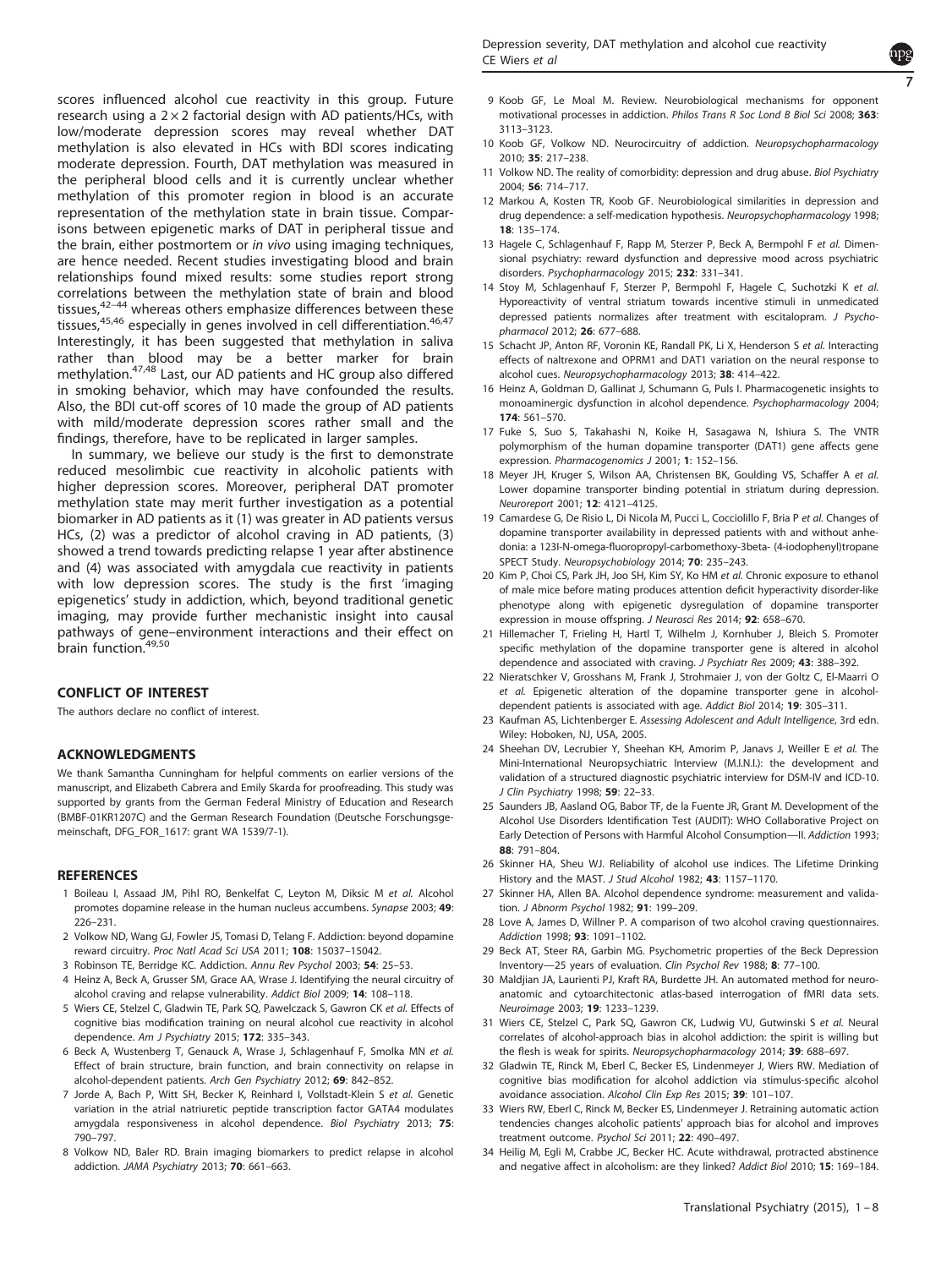scores influenced alcohol cue reactivity in this group. Future research using a 2 × 2 factorial design with AD patients/HCs, with low/moderate depression scores may reveal whether DAT methylation is also elevated in HCs with BDI scores indicating moderate depression. Fourth, DAT methylation was measured in the peripheral blood cells and it is currently unclear whether methylation of this promoter region in blood is an accurate representation of the methylation state in brain tissue. Comparisons between epigenetic marks of DAT in peripheral tissue and the brain, either postmortem or *in vivo* using imaging techniques, are hence needed. Recent studies investigating blood and brain relationships found mixed results: some studies report strong correlations between the methylation state of brain and blood tissues,[42–44] whereas others emphasize differences between these tissues,[45,46] especially in genes involved in cell differentiation.[46,47] Interestingly, it has been suggested that methylation in saliva rather than blood may be a better marker for brain methylation.[47,48] Last, our AD patients and HC group also differed in smoking behavior, which may have confounded the results. Also, the BDI cut-off scores of 10 made the group of AD patients with mild/moderate depression scores rather small and the findings, therefore, have to be replicated in larger samples.

In summary, we believe our study is the first to demonstrate reduced mesolimbic cue reactivity in alcoholic patients with higher depression scores. Moreover, peripheral DAT promoter methylation state may merit further investigation as a potential biomarker in AD patients as it (1) was greater in AD patients versus HCs, (2) was a predictor of alcohol craving in AD patients, (3) showed a trend towards predicting relapse 1 year after abstinence and (4) was associated with amygdala cue reactivity in patients with low depression scores. The study is the first 'imaging epigenetics' study in addiction, which, beyond traditional genetic imaging, may provide further mechanistic insight into causal pathways of gene–environment interactions and their effect on brain function.[49,50]

## CONFLICT OF INTEREST

The authors declare no conflict of interest.

## ACKNOWLEDGMENTS

We thank Samantha Cunningham for helpful comments on earlier versions of the manuscript, and Elizabeth Cabrera and Emily Skarda for proofreading. This study was supported by grants from the German Federal Ministry of Education and Research (BMBF-01KR1207C) and the German Research Foundation (Deutsche Forschungsgemeinschaft, DFG_FOR_1617: grant WA 1539/7-1).

## REFERENCES

1 Boileau I, Assaad JM, Pihl RO, Benkelfat C, Leyton M, Diksic M *et al.* Alcohol promotes dopamine release in the human nucleus accumbens. *Synapse* 2003; **49**: 226–231.

2 Volkow ND, Wang GJ, Fowler JS, Tomasi D, Telang F. Addiction: beyond dopamine reward circuitry. *Proc Natl Acad Sci USA* 2011; **108**: 15037–15042.

3 Robinson TE, Berridge KC. Addiction. *Annu Rev Psychol* 2003; **54**: 25–53.

4 Heinz A, Beck A, Grusser SM, Grace AA, Wrase J. Identifying the neural circuitry of alcohol craving and relapse vulnerability. *Addict Biol* 2009; **14**: 108–118.

5 Wiers CE, Stelzel C, Gladwin TE, Park SQ, Pawelczack S, Gawron CK *et al.* Effects of cognitive bias modification training on neural alcohol cue reactivity in alcohol dependence. *Am J Psychiatry* 2015; **172**: 335–343.

6 Beck A, Wustenberg T, Genauck A, Wrase J, Schlagenhauf F, Smolka MN *et al.* Effect of brain structure, brain function, and brain connectivity on relapse in alcohol-dependent patients. *Arch Gen Psychiatry* 2012; **69**: 842–852.

7 Jorde A, Bach P, Witt SH, Becker K, Reinhard I, Vollstadt-Klein S *et al.* Genetic variation in the atrial natriuretic peptide transcription factor GATA4 modulates amygdala responsiveness in alcohol dependence. *Biol Psychiatry* 2013; **75**: 790–797.

8 Volkow ND, Baler RD. Brain imaging biomarkers to predict relapse in alcohol addiction. *JAMA Psychiatry* 2013; **70**: 661–663.

9 Koob GF, Le Moal M. Review. Neurobiological mechanisms for opponent motivational processes in addiction. *Philos Trans R Soc Lond B Biol Sci* 2008; **363**: 3113–3123.

10 Koob GF, Volkow ND. Neurocircuitry of addiction. *Neuropsychopharmacology* 2010; **35**: 217–238.

11 Volkow ND. The reality of comorbidity: depression and drug abuse. *Biol Psychiatry* 2004; **56**: 714–717.

12 Markou A, Kosten TR, Koob GF. Neurobiological similarities in depression and drug dependence: a self-medication hypothesis. *Neuropsychopharmacology* 1998; **18**: 135–174.

13 Hagele C, Schlagenhauf F, Rapp M, Sterzer P, Beck A, Bermpohl F *et al.* Dimensional psychiatry: reward dysfunction and depressive mood across psychiatric disorders. *Psychopharmacology* 2015; **232**: 331–341.

14 Stoy M, Schlagenhauf F, Sterzer P, Bermpohl F, Hagele C, Suchotzki K *et al.* Hyporeactivity of ventral striatum towards incentive stimuli in unmedicated depressed patients normalizes after treatment with escitalopram. *J Psychopharmacol* 2012; **26**: 677–688.

15 Schacht JP, Anton RF, Voronin KE, Randall PK, Li X, Henderson S *et al.* Interacting effects of naltrexone and OPRM1 and DAT1 variation on the neural response to alcohol cues. *Neuropsychopharmacology* 2013; **38**: 414–422.

16 Heinz A, Goldman D, Gallinat J, Schumann G, Puls I. Pharmacogenetic insights to monoaminergic dysfunction in alcohol dependence. *Psychopharmacology* 2004; **174**: 561–570.

17 Fuke S, Suo S, Takahashi N, Koike H, Sasagawa N, Ishiura S. The VNTR polymorphism of the human dopamine transporter (DAT1) gene affects gene expression. *Pharmacogenomics J* 2001; **1**: 152–156.

18 Meyer JH, Kruger S, Wilson AA, Christensen BK, Goulding VS, Schaffer A *et al.* Lower dopamine transporter binding potential in striatum during depression. *Neuroreport* 2001; **12**: 4121–4125.

19 Camardese G, De Risio L, Di Nicola M, Pucci L, Cocciolillo F, Bria P *et al.* Changes of dopamine transporter availability in depressed patients with and without anhedonia: a 123I-N-omega-fluoropropyl-carbomethoxy-3beta- (4-iodophenyl)tropane SPECT Study. *Neuropsychobiology* 2014; **70**: 235–243.

20 Kim P, Choi CS, Park JH, Joo SH, Kim SY, Ko HM *et al.* Chronic exposure to ethanol of male mice before mating produces attention deficit hyperactivity disorder-like phenotype along with epigenetic dysregulation of dopamine transporter expression in mouse offspring. *J Neurosci Res* 2014; **92**: 658–670.

21 Hillemacher T, Frieling H, Hartl T, Wilhelm J, Kornhuber J, Bleich S. Promoter specific methylation of the dopamine transporter gene is altered in alcohol dependence and associated with craving. *J Psychiatr Res* 2009; **43**: 388–392.

22 Nieratschker V, Grosshans M, Frank J, Strohmaier J, von der Goltz C, El-Maarri O *et al.* Epigenetic alteration of the dopamine transporter gene in alcohol-dependent patients is associated with age. *Addict Biol* 2014; **19**: 305–311.

23 Kaufman AS, Lichtenberger E. *Assessing Adolescent and Adult Intelligence*, 3rd edn. Wiley: Hoboken, NJ, USA, 2005.

24 Sheehan DV, Lecrubier Y, Sheehan KH, Amorim P, Janavs J, Weiller E *et al.* The Mini-International Neuropsychiatric Interview (M.I.N.I.): the development and validation of a structured diagnostic psychiatric interview for DSM-IV and ICD-10. *J Clin Psychiatry* 1998; **59**: 22–33.

25 Saunders JB, Aasland OG, Babor TF, de la Fuente JR, Grant M. Development of the Alcohol Use Disorders Identification Test (AUDIT): WHO Collaborative Project on Early Detection of Persons with Harmful Alcohol Consumption—II. *Addiction* 1993; **88**: 791–804.

26 Skinner HA, Sheu WJ. Reliability of alcohol use indices. The Lifetime Drinking History and the MAST. *J Stud Alcohol* 1982; **43**: 1157–1170.

27 Skinner HA, Allen BA. Alcohol dependence syndrome: measurement and validation. *J Abnorm Psychol* 1982; **91**: 199–209.

28 Love A, James D, Willner P. A comparison of two alcohol craving questionnaires. *Addiction* 1998; **93**: 1091–1102.

29 Beck AT, Steer RA, Garbin MG. Psychometric properties of the Beck Depression Inventory—25 years of evaluation. *Clin Psychol Rev* 1988; **8**: 77–100.

30 Maldjian JA, Laurienti PJ, Kraft RA, Burdette JH. An automated method for neuroanatomic and cytoarchitectonic atlas-based interrogation of fMRI data sets. *Neuroimage* 2003; **19**: 1233–1239.

31 Wiers CE, Stelzel C, Park SQ, Gawron CK, Ludwig VU, Gutwinski S *et al.* Neural correlates of alcohol-approach bias in alcohol addiction: the spirit is willing but the flesh is weak for spirits. *Neuropsychopharmacology* 2014; **39**: 688–697.

32 Gladwin TE, Rinck M, Eberl C, Becker ES, Lindenmeyer J, Wiers RW. Mediation of cognitive bias modification for alcohol addiction via stimulus-specific alcohol avoidance association. *Alcohol Clin Exp Res* 2015; **39**: 101–107.

33 Wiers RW, Eberl C, Rinck M, Becker ES, Lindenmeyer J. Retraining automatic action tendencies changes alcoholic patients' approach bias for alcohol and improves treatment outcome. *Psychol Sci* 2011; **22**: 490–497.

34 Heilig M, Egli M, Crabbe JC, Becker HC. Acute withdrawal, protracted abstinence and negative affect in alcoholism: are they linked? *Addict Biol* 2010; **15**: 169–184.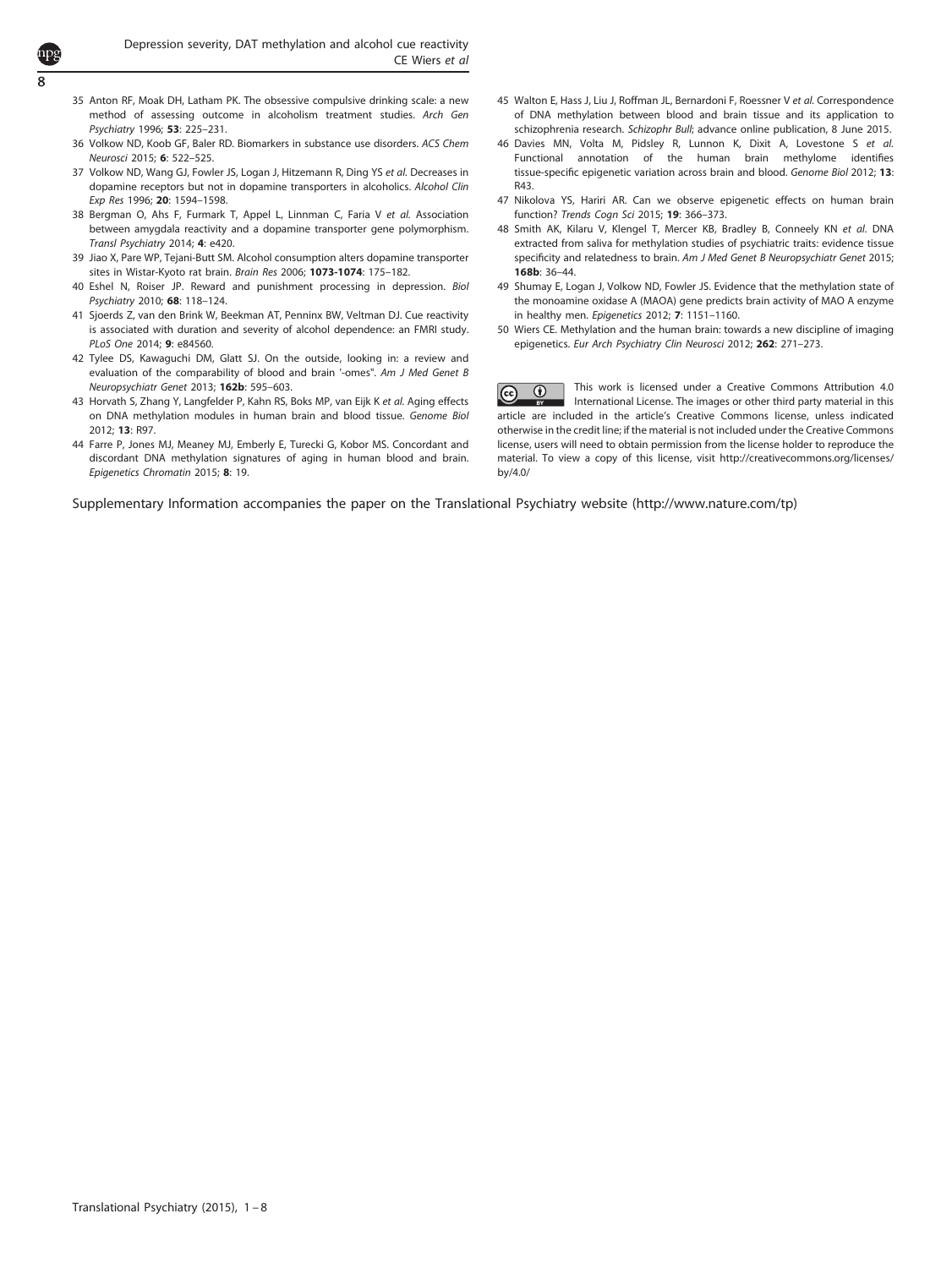35 Anton RF, Moak DH, Latham PK. The obsessive compulsive drinking scale: a new method of assessing outcome in alcoholism treatment studies. *Arch Gen Psychiatry* 1996; **53**: 225–231.

36 Volkow ND, Koob GF, Baler RD. Biomarkers in substance use disorders. *ACS Chem Neurosci* 2015; **6**: 522–525.

37 Volkow ND, Wang GJ, Fowler JS, Logan J, Hitzemann R, Ding YS *et al.* Decreases in dopamine receptors but not in dopamine transporters in alcoholics. *Alcohol Clin Exp Res* 1996; **20**: 1594–1598.

38 Bergman O, Ahs F, Furmark T, Appel L, Linnman C, Faria V *et al.* Association between amygdala reactivity and a dopamine transporter gene polymorphism. *Transl Psychiatry* 2014; **4**: e420.

39 Jiao X, Pare WP, Tejani-Butt SM. Alcohol consumption alters dopamine transporter sites in Wistar-Kyoto rat brain. *Brain Res* 2006; **1073-1074**: 175–182.

40 Eshel N, Roiser JP. Reward and punishment processing in depression. *Biol Psychiatry* 2010; **68**: 118–124.

41 Sjoerds Z, van den Brink W, Beekman AT, Penninx BW, Veltman DJ. Cue reactivity is associated with duration and severity of alcohol dependence: an FMRI study. *PLoS One* 2014; **9**: e84560.

42 Tylee DS, Kawaguchi DM, Glatt SJ. On the outside, looking in: a review and evaluation of the comparability of blood and brain '-omes". *Am J Med Genet B Neuropsychiatr Genet* 2013; **162b**: 595–603.

43 Horvath S, Zhang Y, Langfelder P, Kahn RS, Boks MP, van Eijk K *et al.* Aging effects on DNA methylation modules in human brain and blood tissue. *Genome Biol* 2012; **13**: R97.

44 Farre P, Jones MJ, Meaney MJ, Emberly E, Turecki G, Kobor MS. Concordant and discordant DNA methylation signatures of aging in human blood and brain. *Epigenetics Chromatin* 2015; **8**: 19.

45 Walton E, Hass J, Liu J, Roffman JL, Bernardoni F, Roessner V *et al.* Correspondence of DNA methylation between blood and brain tissue and its application to schizophrenia research. *Schizophr Bull*; advance online publication, 8 June 2015.

46 Davies MN, Volta M, Pidsley R, Lunnon K, Dixit A, Lovestone S *et al.* Functional annotation of the human brain methylome identifies tissue-specific epigenetic variation across brain and blood. *Genome Biol* 2012; **13**: R43.

47 Nikolova YS, Hariri AR. Can we observe epigenetic effects on human brain function? *Trends Cogn Sci* 2015; **19**: 366–373.

48 Smith AK, Kilaru V, Klengel T, Mercer KB, Bradley B, Conneely KN *et al.* DNA extracted from saliva for methylation studies of psychiatric traits: evidence tissue specificity and relatedness to brain. *Am J Med Genet B Neuropsychiatr Genet* 2015; **168b**: 36–44.

49 Shumay E, Logan J, Volkow ND, Fowler JS. Evidence that the methylation state of the monoamine oxidase A (MAOA) gene predicts brain activity of MAO A enzyme in healthy men. *Epigenetics* 2012; **7**: 1151–1160.

50 Wiers CE. Methylation and the human brain: towards a new discipline of imaging epigenetics. *Eur Arch Psychiatry Clin Neurosci* 2012; **262**: 271–273.

This work is licensed under a Creative Commons Attribution 4.0 International License. The images or other third party material in this article are included in the article's Creative Commons license, unless indicated otherwise in the credit line; if the material is not included under the Creative Commons license, users will need to obtain permission from the license holder to reproduce the material. To view a copy of this license, visit http://creativecommons.org/licenses/by/4.0/

Supplementary Information accompanies the paper on the Translational Psychiatry website (http://www.nature.com/tp)